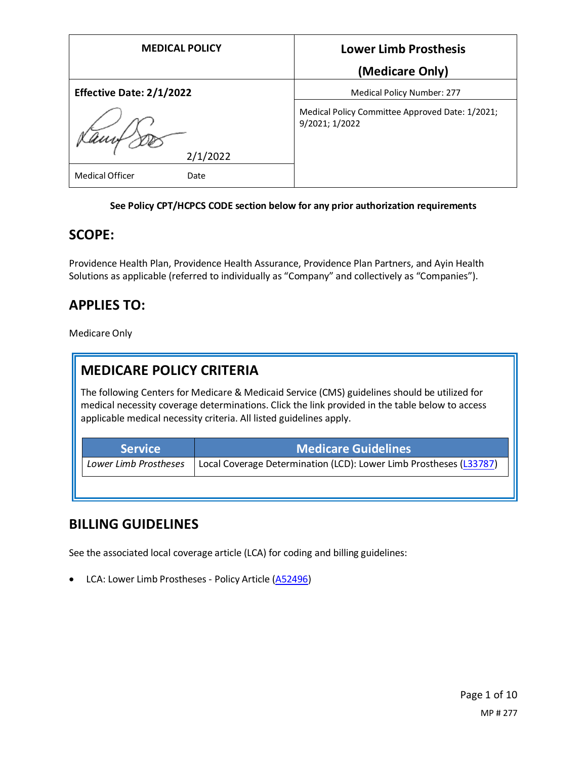| MEDICAL POLICY | Lower Limb Prosthesis (Medicare Only) |
| --- | --- |
| **Effective Date: 2/1/2022** | Medical Policy Number: 277 |
| 2/1/2022 | Medical Policy Committee Approved Date: 1/2021; 9/2021; 1/2022 |
| Medical Officer Date | |

**See Policy CPT/HCPCS CODE section below for any prior authorization requirements**

## SCOPE:

Providence Health Plan, Providence Health Assurance, Providence Plan Partners, and Ayin Health Solutions as applicable (referred to individually as "Company" and collectively as "Companies").

## APPLIES TO:

Medicare Only

## MEDICARE POLICY CRITERIA

The following Centers for Medicare & Medicaid Service (CMS) guidelines should be utilized for medical necessity coverage determinations. Click the link provided in the table below to access applicable medical necessity criteria. All listed guidelines apply.

| Service | Medicare Guidelines |
| --- | --- |
| *Lower Limb Prostheses* | Local Coverage Determination (LCD): Lower Limb Prostheses (L33787) |

## BILLING GUIDELINES

See the associated local coverage article (LCA) for coding and billing guidelines:

- LCA: Lower Limb Prostheses - Policy Article (A52496)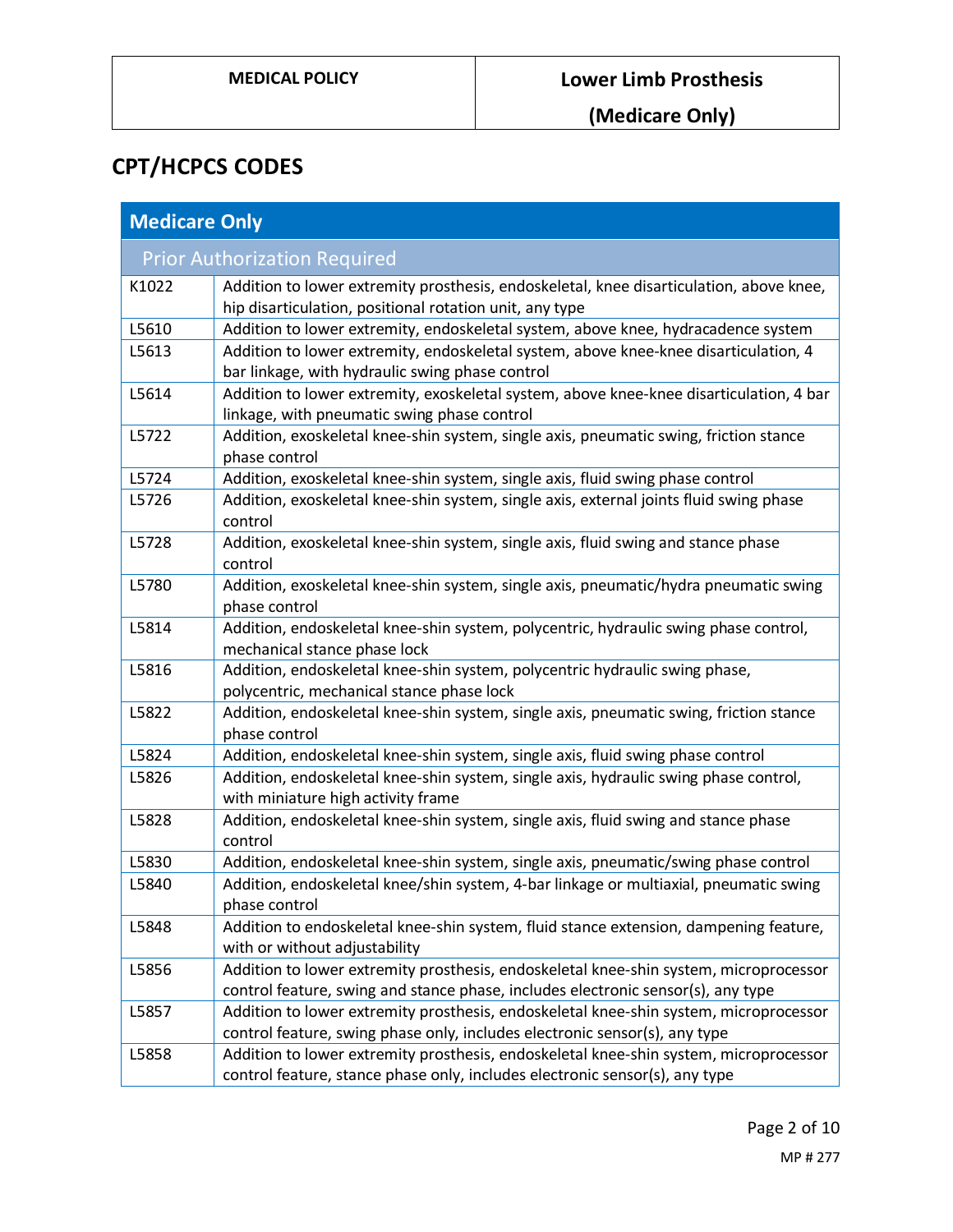## CPT/HCPCS CODES

| Medicare Only | |
|---|---|
| Prior Authorization Required | |
| K1022 | Addition to lower extremity prosthesis, endoskeletal, knee disarticulation, above knee, hip disarticulation, positional rotation unit, any type |
| L5610 | Addition to lower extremity, endoskeletal system, above knee, hydracadence system |
| L5613 | Addition to lower extremity, endoskeletal system, above knee-knee disarticulation, 4 bar linkage, with hydraulic swing phase control |
| L5614 | Addition to lower extremity, exoskeletal system, above knee-knee disarticulation, 4 bar linkage, with pneumatic swing phase control |
| L5722 | Addition, exoskeletal knee-shin system, single axis, pneumatic swing, friction stance phase control |
| L5724 | Addition, exoskeletal knee-shin system, single axis, fluid swing phase control |
| L5726 | Addition, exoskeletal knee-shin system, single axis, external joints fluid swing phase control |
| L5728 | Addition, exoskeletal knee-shin system, single axis, fluid swing and stance phase control |
| L5780 | Addition, exoskeletal knee-shin system, single axis, pneumatic/hydra pneumatic swing phase control |
| L5814 | Addition, endoskeletal knee-shin system, polycentric, hydraulic swing phase control, mechanical stance phase lock |
| L5816 | Addition, endoskeletal knee-shin system, polycentric hydraulic swing phase, polycentric, mechanical stance phase lock |
| L5822 | Addition, endoskeletal knee-shin system, single axis, pneumatic swing, friction stance phase control |
| L5824 | Addition, endoskeletal knee-shin system, single axis, fluid swing phase control |
| L5826 | Addition, endoskeletal knee-shin system, single axis, hydraulic swing phase control, with miniature high activity frame |
| L5828 | Addition, endoskeletal knee-shin system, single axis, fluid swing and stance phase control |
| L5830 | Addition, endoskeletal knee-shin system, single axis, pneumatic/swing phase control |
| L5840 | Addition, endoskeletal knee/shin system, 4-bar linkage or multiaxial, pneumatic swing phase control |
| L5848 | Addition to endoskeletal knee-shin system, fluid stance extension, dampening feature, with or without adjustability |
| L5856 | Addition to lower extremity prosthesis, endoskeletal knee-shin system, microprocessor control feature, swing and stance phase, includes electronic sensor(s), any type |
| L5857 | Addition to lower extremity prosthesis, endoskeletal knee-shin system, microprocessor control feature, swing phase only, includes electronic sensor(s), any type |
| L5858 | Addition to lower extremity prosthesis, endoskeletal knee-shin system, microprocessor control feature, stance phase only, includes electronic sensor(s), any type |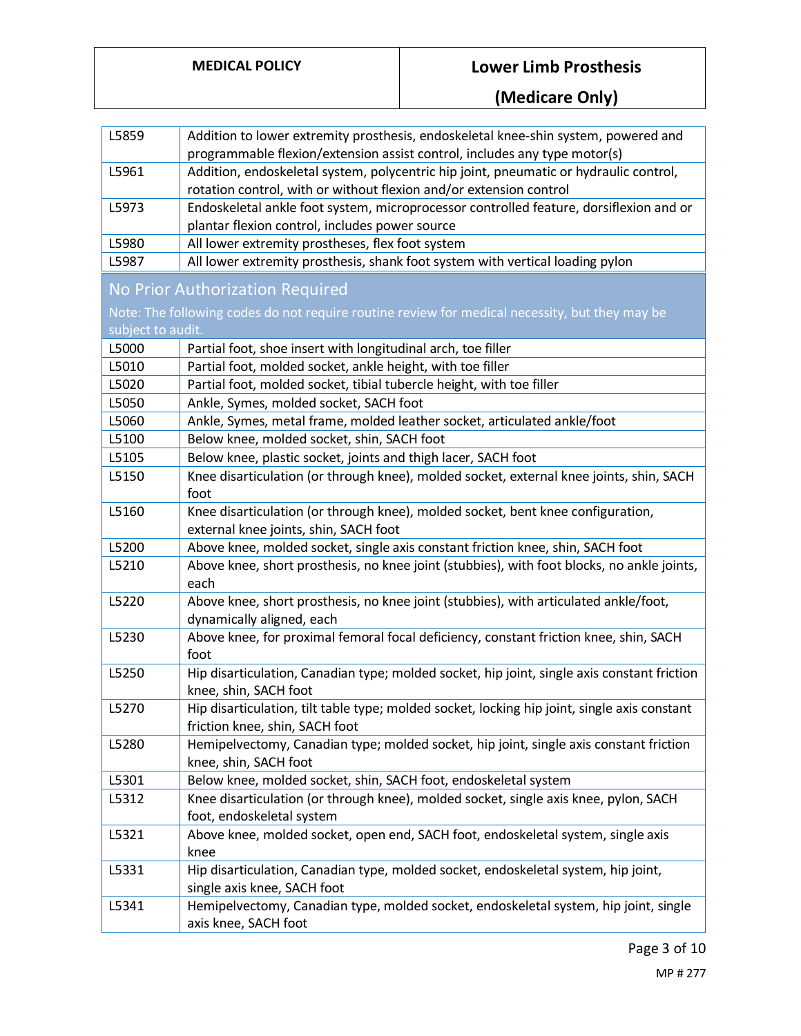| | |
|---|---|
| L5859 | Addition to lower extremity prosthesis, endoskeletal knee-shin system, powered and programmable flexion/extension assist control, includes any type motor(s) |
| L5961 | Addition, endoskeletal system, polycentric hip joint, pneumatic or hydraulic control, rotation control, with or without flexion and/or extension control |
| L5973 | Endoskeletal ankle foot system, microprocessor controlled feature, dorsiflexion and or plantar flexion control, includes power source |
| L5980 | All lower extremity prostheses, flex foot system |
| L5987 | All lower extremity prosthesis, shank foot system with vertical loading pylon |

## No Prior Authorization Required

Note: The following codes do not require routine review for medical necessity, but they may be subject to audit.

| | |
|---|---|
| L5000 | Partial foot, shoe insert with longitudinal arch, toe filler |
| L5010 | Partial foot, molded socket, ankle height, with toe filler |
| L5020 | Partial foot, molded socket, tibial tubercle height, with toe filler |
| L5050 | Ankle, Symes, molded socket, SACH foot |
| L5060 | Ankle, Symes, metal frame, molded leather socket, articulated ankle/foot |
| L5100 | Below knee, molded socket, shin, SACH foot |
| L5105 | Below knee, plastic socket, joints and thigh lacer, SACH foot |
| L5150 | Knee disarticulation (or through knee), molded socket, external knee joints, shin, SACH foot |
| L5160 | Knee disarticulation (or through knee), molded socket, bent knee configuration, external knee joints, shin, SACH foot |
| L5200 | Above knee, molded socket, single axis constant friction knee, shin, SACH foot |
| L5210 | Above knee, short prosthesis, no knee joint (stubbies), with foot blocks, no ankle joints, each |
| L5220 | Above knee, short prosthesis, no knee joint (stubbies), with articulated ankle/foot, dynamically aligned, each |
| L5230 | Above knee, for proximal femoral focal deficiency, constant friction knee, shin, SACH foot |
| L5250 | Hip disarticulation, Canadian type; molded socket, hip joint, single axis constant friction knee, shin, SACH foot |
| L5270 | Hip disarticulation, tilt table type; molded socket, locking hip joint, single axis constant friction knee, shin, SACH foot |
| L5280 | Hemipelvectomy, Canadian type; molded socket, hip joint, single axis constant friction knee, shin, SACH foot |
| L5301 | Below knee, molded socket, shin, SACH foot, endoskeletal system |
| L5312 | Knee disarticulation (or through knee), molded socket, single axis knee, pylon, SACH foot, endoskeletal system |
| L5321 | Above knee, molded socket, open end, SACH foot, endoskeletal system, single axis knee |
| L5331 | Hip disarticulation, Canadian type, molded socket, endoskeletal system, hip joint, single axis knee, SACH foot |
| L5341 | Hemipelvectomy, Canadian type, molded socket, endoskeletal system, hip joint, single axis knee, SACH foot |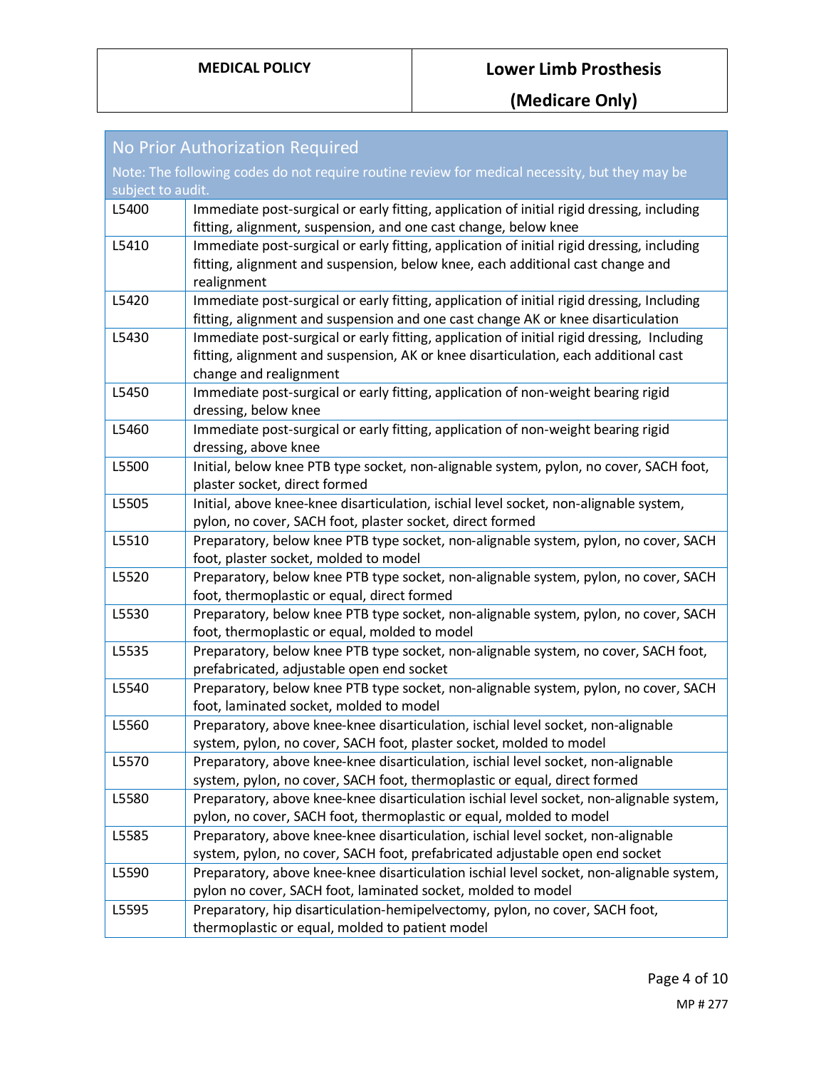| No Prior Authorization Required<br>Note: The following codes do not require routine review for medical necessity, but they may be subject to audit. | |
|---|---|
| L5400 | Immediate post-surgical or early fitting, application of initial rigid dressing, including fitting, alignment, suspension, and one cast change, below knee |
| L5410 | Immediate post-surgical or early fitting, application of initial rigid dressing, including fitting, alignment and suspension, below knee, each additional cast change and realignment |
| L5420 | Immediate post-surgical or early fitting, application of initial rigid dressing, Including fitting, alignment and suspension and one cast change AK or knee disarticulation |
| L5430 | Immediate post-surgical or early fitting, application of initial rigid dressing, Including fitting, alignment and suspension, AK or knee disarticulation, each additional cast change and realignment |
| L5450 | Immediate post-surgical or early fitting, application of non-weight bearing rigid dressing, below knee |
| L5460 | Immediate post-surgical or early fitting, application of non-weight bearing rigid dressing, above knee |
| L5500 | Initial, below knee PTB type socket, non-alignable system, pylon, no cover, SACH foot, plaster socket, direct formed |
| L5505 | Initial, above knee-knee disarticulation, ischial level socket, non-alignable system, pylon, no cover, SACH foot, plaster socket, direct formed |
| L5510 | Preparatory, below knee PTB type socket, non-alignable system, pylon, no cover, SACH foot, plaster socket, molded to model |
| L5520 | Preparatory, below knee PTB type socket, non-alignable system, pylon, no cover, SACH foot, thermoplastic or equal, direct formed |
| L5530 | Preparatory, below knee PTB type socket, non-alignable system, pylon, no cover, SACH foot, thermoplastic or equal, molded to model |
| L5535 | Preparatory, below knee PTB type socket, non-alignable system, no cover, SACH foot, prefabricated, adjustable open end socket |
| L5540 | Preparatory, below knee PTB type socket, non-alignable system, pylon, no cover, SACH foot, laminated socket, molded to model |
| L5560 | Preparatory, above knee-knee disarticulation, ischial level socket, non-alignable system, pylon, no cover, SACH foot, plaster socket, molded to model |
| L5570 | Preparatory, above knee-knee disarticulation, ischial level socket, non-alignable system, pylon, no cover, SACH foot, thermoplastic or equal, direct formed |
| L5580 | Preparatory, above knee-knee disarticulation ischial level socket, non-alignable system, pylon, no cover, SACH foot, thermoplastic or equal, molded to model |
| L5585 | Preparatory, above knee-knee disarticulation, ischial level socket, non-alignable system, pylon, no cover, SACH foot, prefabricated adjustable open end socket |
| L5590 | Preparatory, above knee-knee disarticulation ischial level socket, non-alignable system, pylon no cover, SACH foot, laminated socket, molded to model |
| L5595 | Preparatory, hip disarticulation-hemipelvectomy, pylon, no cover, SACH foot, thermoplastic or equal, molded to patient model |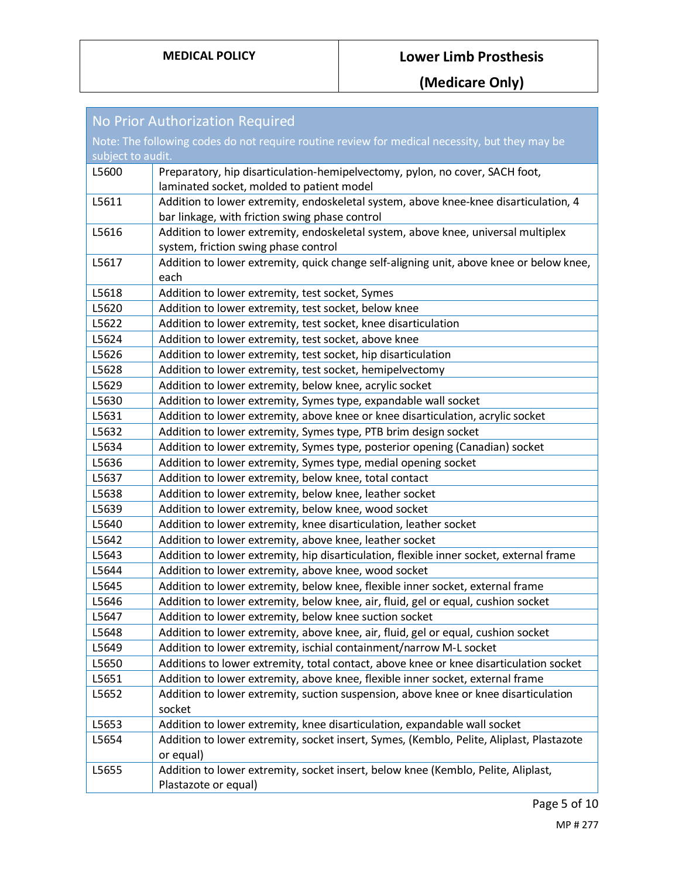| No Prior Authorization Required<br>Note: The following codes do not require routine review for medical necessity, but they may be subject to audit. | |
|---|---|
| L5600 | Preparatory, hip disarticulation-hemipelvectomy, pylon, no cover, SACH foot, laminated socket, molded to patient model |
| L5611 | Addition to lower extremity, endoskeletal system, above knee-knee disarticulation, 4 bar linkage, with friction swing phase control |
| L5616 | Addition to lower extremity, endoskeletal system, above knee, universal multiplex system, friction swing phase control |
| L5617 | Addition to lower extremity, quick change self-aligning unit, above knee or below knee, each |
| L5618 | Addition to lower extremity, test socket, Symes |
| L5620 | Addition to lower extremity, test socket, below knee |
| L5622 | Addition to lower extremity, test socket, knee disarticulation |
| L5624 | Addition to lower extremity, test socket, above knee |
| L5626 | Addition to lower extremity, test socket, hip disarticulation |
| L5628 | Addition to lower extremity, test socket, hemipelvectomy |
| L5629 | Addition to lower extremity, below knee, acrylic socket |
| L5630 | Addition to lower extremity, Symes type, expandable wall socket |
| L5631 | Addition to lower extremity, above knee or knee disarticulation, acrylic socket |
| L5632 | Addition to lower extremity, Symes type, PTB brim design socket |
| L5634 | Addition to lower extremity, Symes type, posterior opening (Canadian) socket |
| L5636 | Addition to lower extremity, Symes type, medial opening socket |
| L5637 | Addition to lower extremity, below knee, total contact |
| L5638 | Addition to lower extremity, below knee, leather socket |
| L5639 | Addition to lower extremity, below knee, wood socket |
| L5640 | Addition to lower extremity, knee disarticulation, leather socket |
| L5642 | Addition to lower extremity, above knee, leather socket |
| L5643 | Addition to lower extremity, hip disarticulation, flexible inner socket, external frame |
| L5644 | Addition to lower extremity, above knee, wood socket |
| L5645 | Addition to lower extremity, below knee, flexible inner socket, external frame |
| L5646 | Addition to lower extremity, below knee, air, fluid, gel or equal, cushion socket |
| L5647 | Addition to lower extremity, below knee suction socket |
| L5648 | Addition to lower extremity, above knee, air, fluid, gel or equal, cushion socket |
| L5649 | Addition to lower extremity, ischial containment/narrow M-L socket |
| L5650 | Additions to lower extremity, total contact, above knee or knee disarticulation socket |
| L5651 | Addition to lower extremity, above knee, flexible inner socket, external frame |
| L5652 | Addition to lower extremity, suction suspension, above knee or knee disarticulation socket |
| L5653 | Addition to lower extremity, knee disarticulation, expandable wall socket |
| L5654 | Addition to lower extremity, socket insert, Symes, (Kemblo, Pelite, Aliplast, Plastazote or equal) |
| L5655 | Addition to lower extremity, socket insert, below knee (Kemblo, Pelite, Aliplast, Plastazote or equal) |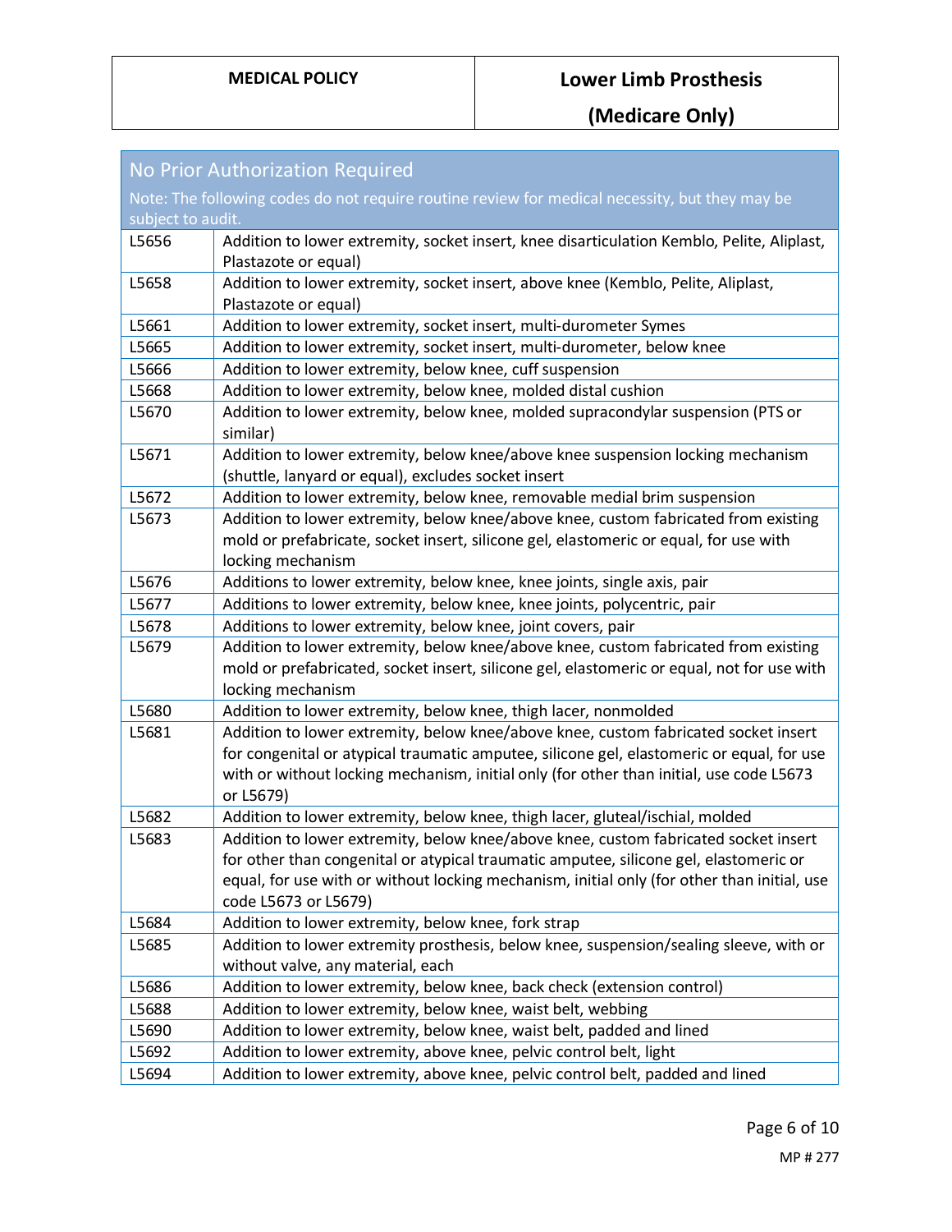| No Prior Authorization Required<br>Note: The following codes do not require routine review for medical necessity, but they may be subject to audit. | |
|---|---|
| L5656 | Addition to lower extremity, socket insert, knee disarticulation Kemblo, Pelite, Aliplast, Plastazote or equal) |
| L5658 | Addition to lower extremity, socket insert, above knee (Kemblo, Pelite, Aliplast, Plastazote or equal) |
| L5661 | Addition to lower extremity, socket insert, multi-durometer Symes |
| L5665 | Addition to lower extremity, socket insert, multi-durometer, below knee |
| L5666 | Addition to lower extremity, below knee, cuff suspension |
| L5668 | Addition to lower extremity, below knee, molded distal cushion |
| L5670 | Addition to lower extremity, below knee, molded supracondylar suspension (PTS or similar) |
| L5671 | Addition to lower extremity, below knee/above knee suspension locking mechanism (shuttle, lanyard or equal), excludes socket insert |
| L5672 | Addition to lower extremity, below knee, removable medial brim suspension |
| L5673 | Addition to lower extremity, below knee/above knee, custom fabricated from existing mold or prefabricate, socket insert, silicone gel, elastomeric or equal, for use with locking mechanism |
| L5676 | Additions to lower extremity, below knee, knee joints, single axis, pair |
| L5677 | Additions to lower extremity, below knee, knee joints, polycentric, pair |
| L5678 | Additions to lower extremity, below knee, joint covers, pair |
| L5679 | Addition to lower extremity, below knee/above knee, custom fabricated from existing mold or prefabricated, socket insert, silicone gel, elastomeric or equal, not for use with locking mechanism |
| L5680 | Addition to lower extremity, below knee, thigh lacer, nonmolded |
| L5681 | Addition to lower extremity, below knee/above knee, custom fabricated socket insert for congenital or atypical traumatic amputee, silicone gel, elastomeric or equal, for use with or without locking mechanism, initial only (for other than initial, use code L5673 or L5679) |
| L5682 | Addition to lower extremity, below knee, thigh lacer, gluteal/ischial, molded |
| L5683 | Addition to lower extremity, below knee/above knee, custom fabricated socket insert for other than congenital or atypical traumatic amputee, silicone gel, elastomeric or equal, for use with or without locking mechanism, initial only (for other than initial, use code L5673 or L5679) |
| L5684 | Addition to lower extremity, below knee, fork strap |
| L5685 | Addition to lower extremity prosthesis, below knee, suspension/sealing sleeve, with or without valve, any material, each |
| L5686 | Addition to lower extremity, below knee, back check (extension control) |
| L5688 | Addition to lower extremity, below knee, waist belt, webbing |
| L5690 | Addition to lower extremity, below knee, waist belt, padded and lined |
| L5692 | Addition to lower extremity, above knee, pelvic control belt, light |
| L5694 | Addition to lower extremity, above knee, pelvic control belt, padded and lined |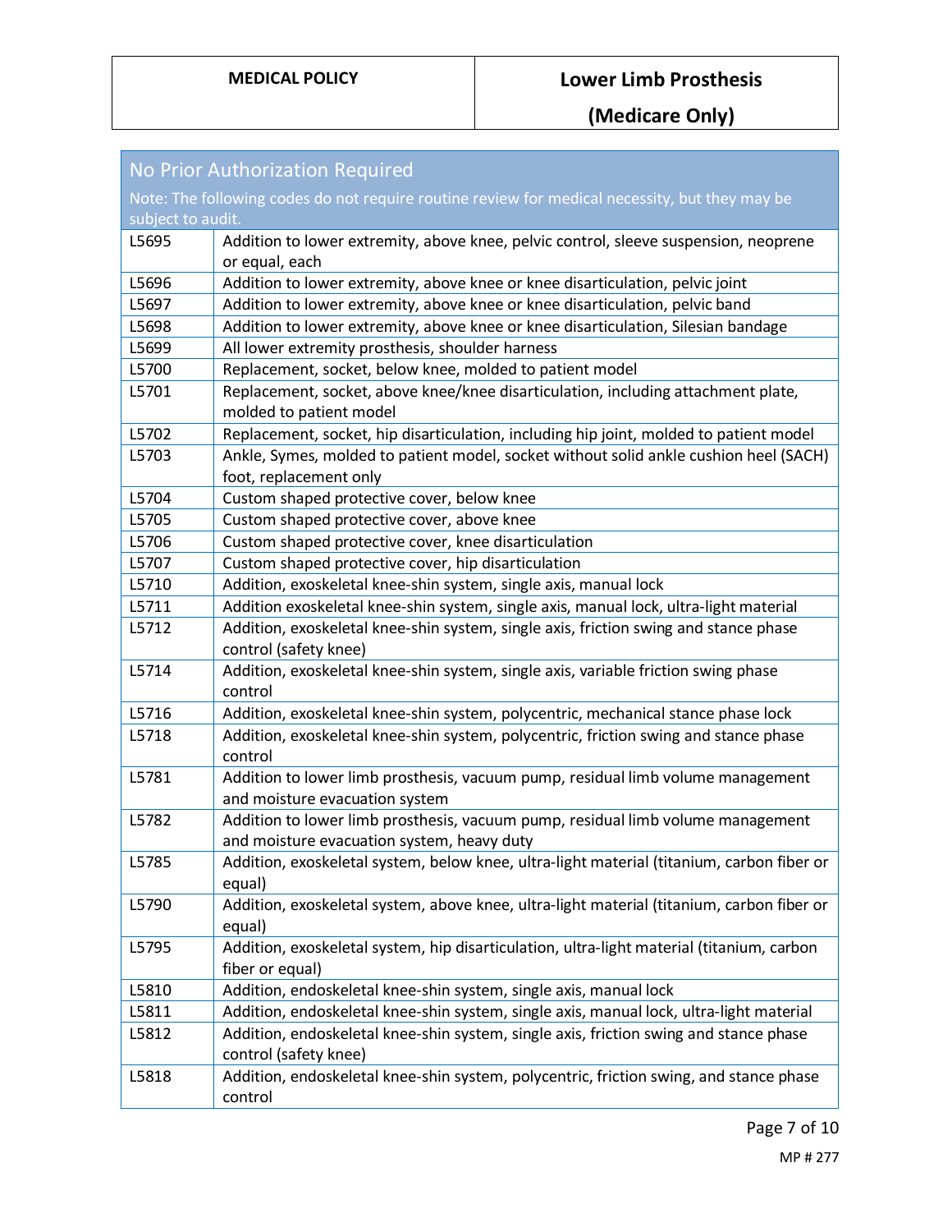| No Prior Authorization Required<br>Note: The following codes do not require routine review for medical necessity, but they may be subject to audit. | |
|---|---|
| L5695 | Addition to lower extremity, above knee, pelvic control, sleeve suspension, neoprene or equal, each |
| L5696 | Addition to lower extremity, above knee or knee disarticulation, pelvic joint |
| L5697 | Addition to lower extremity, above knee or knee disarticulation, pelvic band |
| L5698 | Addition to lower extremity, above knee or knee disarticulation, Silesian bandage |
| L5699 | All lower extremity prosthesis, shoulder harness |
| L5700 | Replacement, socket, below knee, molded to patient model |
| L5701 | Replacement, socket, above knee/knee disarticulation, including attachment plate, molded to patient model |
| L5702 | Replacement, socket, hip disarticulation, including hip joint, molded to patient model |
| L5703 | Ankle, Symes, molded to patient model, socket without solid ankle cushion heel (SACH) foot, replacement only |
| L5704 | Custom shaped protective cover, below knee |
| L5705 | Custom shaped protective cover, above knee |
| L5706 | Custom shaped protective cover, knee disarticulation |
| L5707 | Custom shaped protective cover, hip disarticulation |
| L5710 | Addition, exoskeletal knee-shin system, single axis, manual lock |
| L5711 | Addition exoskeletal knee-shin system, single axis, manual lock, ultra-light material |
| L5712 | Addition, exoskeletal knee-shin system, single axis, friction swing and stance phase control (safety knee) |
| L5714 | Addition, exoskeletal knee-shin system, single axis, variable friction swing phase control |
| L5716 | Addition, exoskeletal knee-shin system, polycentric, mechanical stance phase lock |
| L5718 | Addition, exoskeletal knee-shin system, polycentric, friction swing and stance phase control |
| L5781 | Addition to lower limb prosthesis, vacuum pump, residual limb volume management and moisture evacuation system |
| L5782 | Addition to lower limb prosthesis, vacuum pump, residual limb volume management and moisture evacuation system, heavy duty |
| L5785 | Addition, exoskeletal system, below knee, ultra-light material (titanium, carbon fiber or equal) |
| L5790 | Addition, exoskeletal system, above knee, ultra-light material (titanium, carbon fiber or equal) |
| L5795 | Addition, exoskeletal system, hip disarticulation, ultra-light material (titanium, carbon fiber or equal) |
| L5810 | Addition, endoskeletal knee-shin system, single axis, manual lock |
| L5811 | Addition, endoskeletal knee-shin system, single axis, manual lock, ultra-light material |
| L5812 | Addition, endoskeletal knee-shin system, single axis, friction swing and stance phase control (safety knee) |
| L5818 | Addition, endoskeletal knee-shin system, polycentric, friction swing, and stance phase control |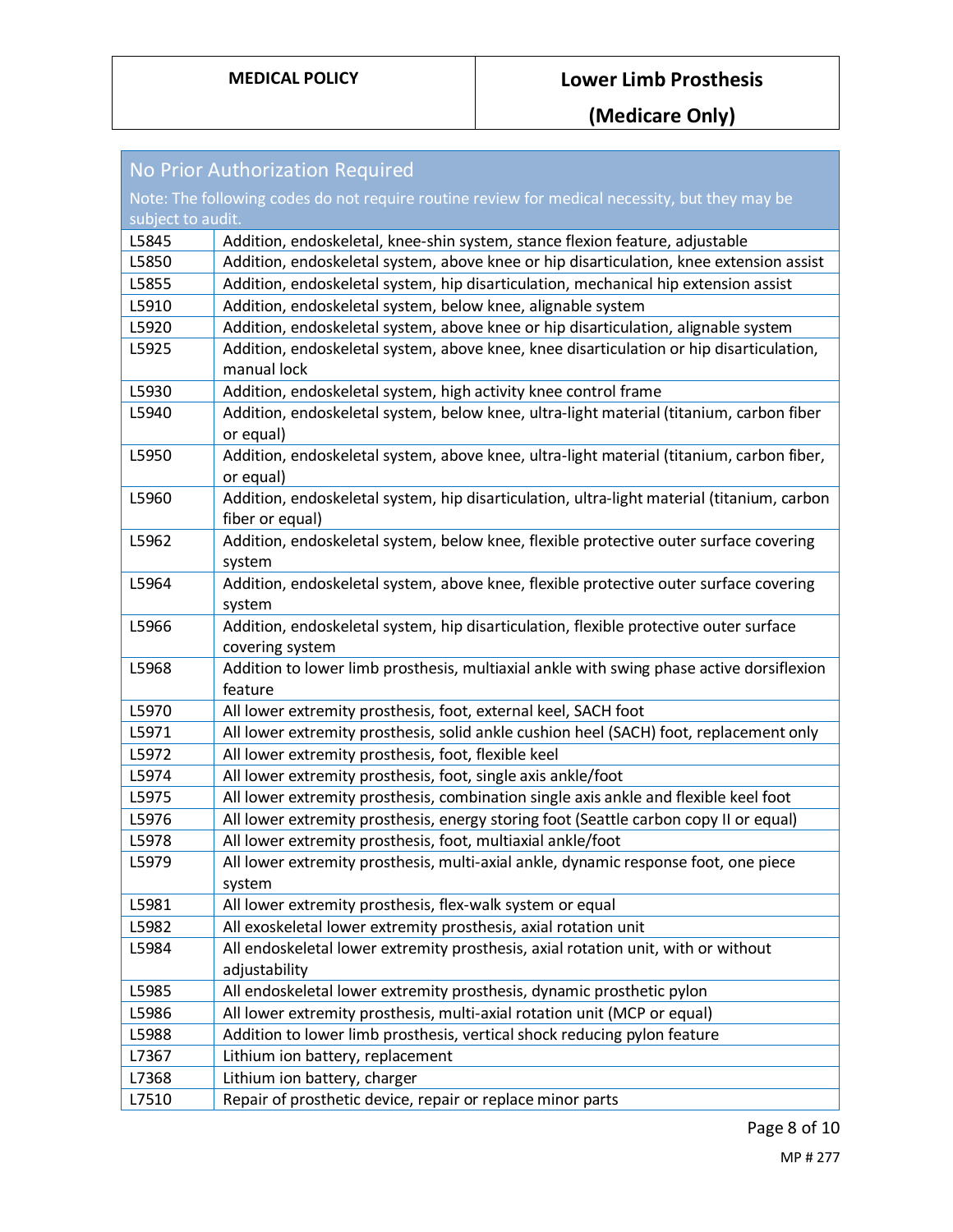| No Prior Authorization Required<br>Note: The following codes do not require routine review for medical necessity, but they may be subject to audit. | |
|---|---|
| L5845 | Addition, endoskeletal, knee-shin system, stance flexion feature, adjustable |
| L5850 | Addition, endoskeletal system, above knee or hip disarticulation, knee extension assist |
| L5855 | Addition, endoskeletal system, hip disarticulation, mechanical hip extension assist |
| L5910 | Addition, endoskeletal system, below knee, alignable system |
| L5920 | Addition, endoskeletal system, above knee or hip disarticulation, alignable system |
| L5925 | Addition, endoskeletal system, above knee, knee disarticulation or hip disarticulation, manual lock |
| L5930 | Addition, endoskeletal system, high activity knee control frame |
| L5940 | Addition, endoskeletal system, below knee, ultra-light material (titanium, carbon fiber or equal) |
| L5950 | Addition, endoskeletal system, above knee, ultra-light material (titanium, carbon fiber, or equal) |
| L5960 | Addition, endoskeletal system, hip disarticulation, ultra-light material (titanium, carbon fiber or equal) |
| L5962 | Addition, endoskeletal system, below knee, flexible protective outer surface covering system |
| L5964 | Addition, endoskeletal system, above knee, flexible protective outer surface covering system |
| L5966 | Addition, endoskeletal system, hip disarticulation, flexible protective outer surface covering system |
| L5968 | Addition to lower limb prosthesis, multiaxial ankle with swing phase active dorsiflexion feature |
| L5970 | All lower extremity prosthesis, foot, external keel, SACH foot |
| L5971 | All lower extremity prosthesis, solid ankle cushion heel (SACH) foot, replacement only |
| L5972 | All lower extremity prosthesis, foot, flexible keel |
| L5974 | All lower extremity prosthesis, foot, single axis ankle/foot |
| L5975 | All lower extremity prosthesis, combination single axis ankle and flexible keel foot |
| L5976 | All lower extremity prosthesis, energy storing foot (Seattle carbon copy II or equal) |
| L5978 | All lower extremity prosthesis, foot, multiaxial ankle/foot |
| L5979 | All lower extremity prosthesis, multi-axial ankle, dynamic response foot, one piece system |
| L5981 | All lower extremity prosthesis, flex-walk system or equal |
| L5982 | All exoskeletal lower extremity prosthesis, axial rotation unit |
| L5984 | All endoskeletal lower extremity prosthesis, axial rotation unit, with or without adjustability |
| L5985 | All endoskeletal lower extremity prosthesis, dynamic prosthetic pylon |
| L5986 | All lower extremity prosthesis, multi-axial rotation unit (MCP or equal) |
| L5988 | Addition to lower limb prosthesis, vertical shock reducing pylon feature |
| L7367 | Lithium ion battery, replacement |
| L7368 | Lithium ion battery, charger |
| L7510 | Repair of prosthetic device, repair or replace minor parts |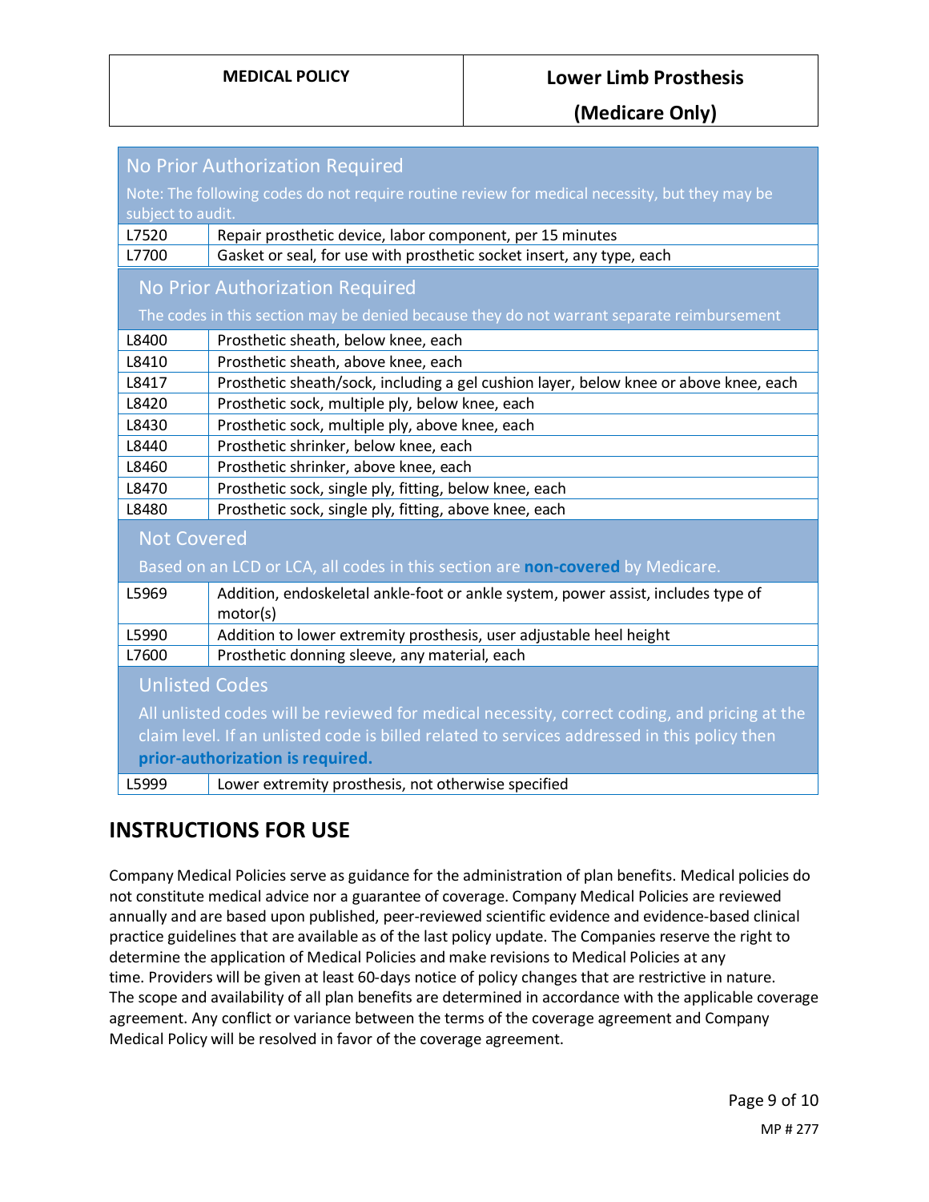| No Prior Authorization Required<br>Note: The following codes do not require routine review for medical necessity, but they may be subject to audit. | |
|---|---|
| L7520 | Repair prosthetic device, labor component, per 15 minutes |
| L7700 | Gasket or seal, for use with prosthetic socket insert, any type, each |
| **No Prior Authorization Required**<br>The codes in this section may be denied because they do not warrant separate reimbursement | |
| L8400 | Prosthetic sheath, below knee, each |
| L8410 | Prosthetic sheath, above knee, each |
| L8417 | Prosthetic sheath/sock, including a gel cushion layer, below knee or above knee, each |
| L8420 | Prosthetic sock, multiple ply, below knee, each |
| L8430 | Prosthetic sock, multiple ply, above knee, each |
| L8440 | Prosthetic shrinker, below knee, each |
| L8460 | Prosthetic shrinker, above knee, each |
| L8470 | Prosthetic sock, single ply, fitting, below knee, each |
| L8480 | Prosthetic sock, single ply, fitting, above knee, each |
| **Not Covered**<br>Based on an LCD or LCA, all codes in this section are **non-covered** by Medicare. | |
| L5969 | Addition, endoskeletal ankle-foot or ankle system, power assist, includes type of motor(s) |
| L5990 | Addition to lower extremity prosthesis, user adjustable heel height |
| L7600 | Prosthetic donning sleeve, any material, each |
| **Unlisted Codes**<br>All unlisted codes will be reviewed for medical necessity, correct coding, and pricing at the claim level. If an unlisted code is billed related to services addressed in this policy then **prior-authorization is required.** | |
| L5999 | Lower extremity prosthesis, not otherwise specified |

## INSTRUCTIONS FOR USE

Company Medical Policies serve as guidance for the administration of plan benefits. Medical policies do not constitute medical advice nor a guarantee of coverage. Company Medical Policies are reviewed annually and are based upon published, peer-reviewed scientific evidence and evidence-based clinical practice guidelines that are available as of the last policy update. The Companies reserve the right to determine the application of Medical Policies and make revisions to Medical Policies at any time. Providers will be given at least 60-days notice of policy changes that are restrictive in nature. The scope and availability of all plan benefits are determined in accordance with the applicable coverage agreement. Any conflict or variance between the terms of the coverage agreement and Company Medical Policy will be resolved in favor of the coverage agreement.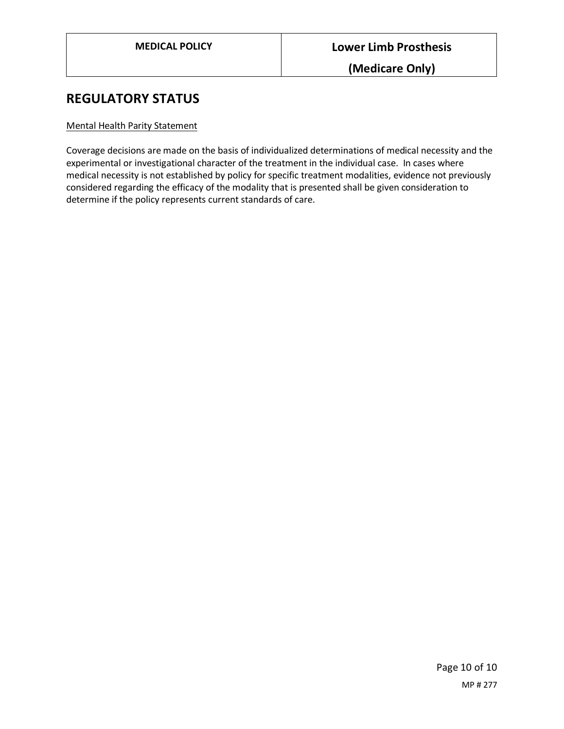## REGULATORY STATUS

Mental Health Parity Statement

Coverage decisions are made on the basis of individualized determinations of medical necessity and the experimental or investigational character of the treatment in the individual case. In cases where medical necessity is not established by policy for specific treatment modalities, evidence not previously considered regarding the efficacy of the modality that is presented shall be given consideration to determine if the policy represents current standards of care.